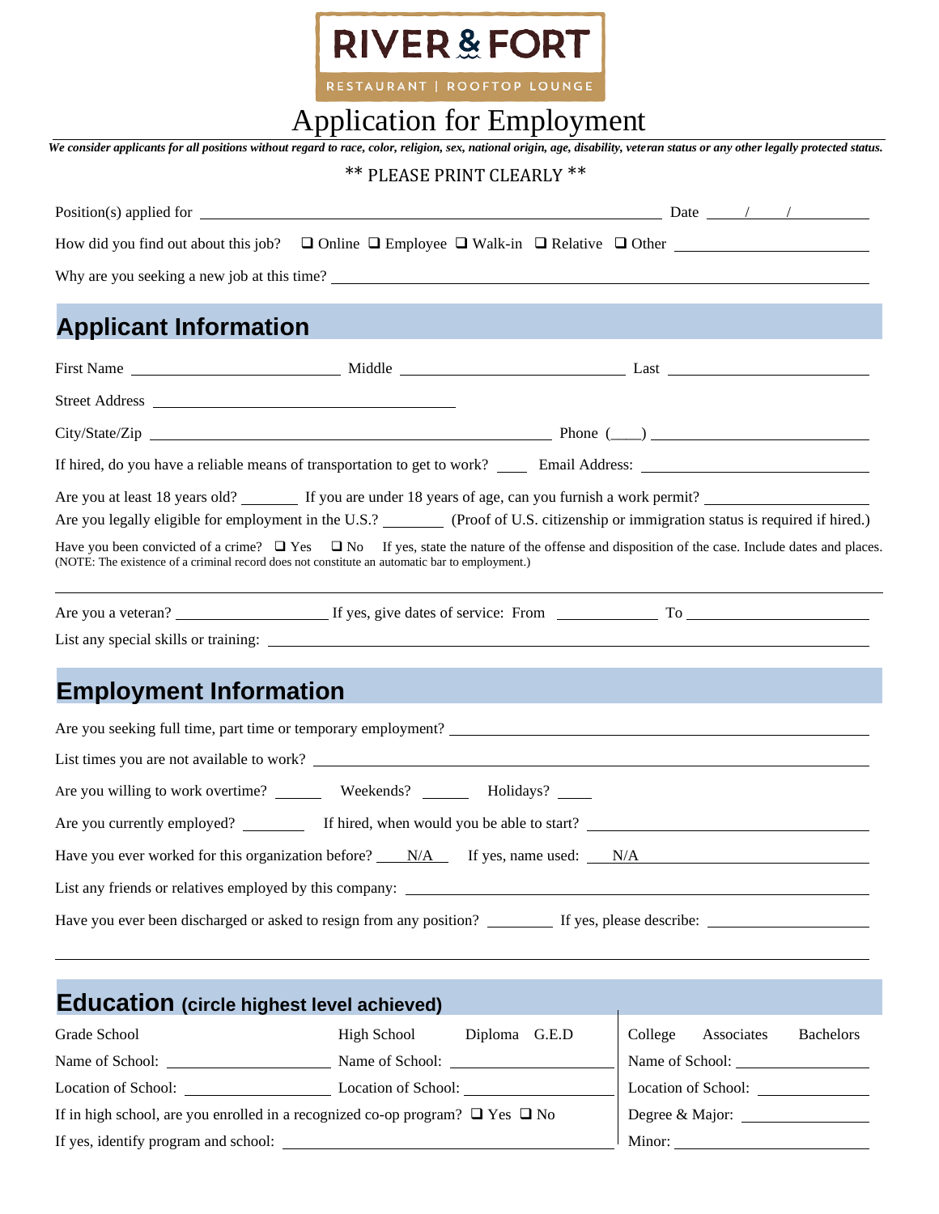RIVER & FORT

RESTAURANT | ROOFTOP LOUNGE

# Application for Employment

***We consider applicants for all positions without regard to race, color, religion, sex, national origin, age, disability, veteran status or any other legally protected status.***

\*\* PLEASE PRINT CLEARLY \*\*

Position(s) applied for ______________________________ Date ____/____/________

How did you find out about this job? ❑ Online ❑ Employee ❑ Walk-in ❑ Relative ❑ Other ______________

Why are you seeking a new job at this time? ______________________________

## Applicant Information

First Name ______________ Middle ______________ Last ______________

Street Address ______________________________

City/State/Zip ______________________________ Phone (____) ______________

If hired, do you have a reliable means of transportation to get to work? ____ Email Address: ______________

Are you at least 18 years old? ________ If you are under 18 years of age, can you furnish a work permit? ______________

Are you legally eligible for employment in the U.S.? ________ (Proof of U.S. citizenship or immigration status is required if hired.)

Have you been convicted of a crime? ❑ Yes ❑ No If yes, state the nature of the offense and disposition of the case. Include dates and places.
(NOTE: The existence of a criminal record does not constitute an automatic bar to employment.)

______________________________

Are you a veteran? ______________ If yes, give dates of service: From ______________ To ______________

List any special skills or training: ______________________________

## Employment Information

Are you seeking full time, part time or temporary employment? ______________________________

List times you are not available to work? ______________________________

Are you willing to work overtime? ______ Weekends? ______ Holidays? ____

Are you currently employed? ________ If hired, when would you be able to start? ______________

Have you ever worked for this organization before? N/A If yes, name used: N/A

List any friends or relatives employed by this company: ______________________________

Have you ever been discharged or asked to resign from any position? ________ If yes, please describe: ______________

______________________________

## Education (circle highest level achieved)

Grade School

Name of School: ______________

Location of School: ______________

High School Diploma G.E.D

Name of School: ______________

Location of School: ______________

If in high school, are you enrolled in a recognized co-op program? ❑ Yes ❑ No

If yes, identify program and school: ______________________________

College Associates Bachelors

Name of School: ______________

Location of School: ______________

Degree & Major: ______________

Minor: ______________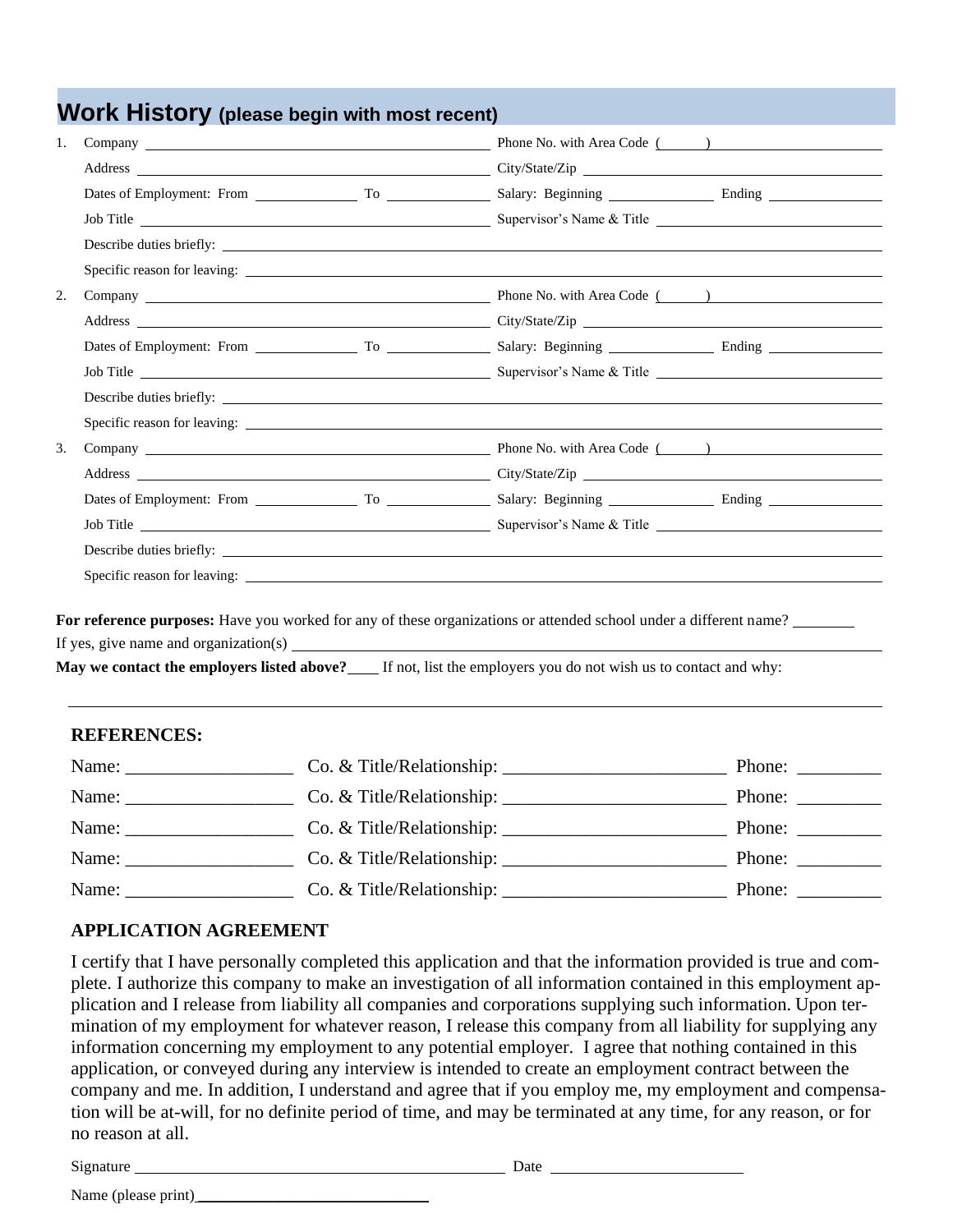## Work History (please begin with most recent)

1. Company ______________________ Phone No. with Area Code (\_\_\_\_\_) ______________________

   Address ______________________ City/State/Zip ______________________

   Dates of Employment: From ____________ To ____________ Salary: Beginning ____________ Ending ____________

   Job Title ______________________ Supervisor's Name & Title ______________________

   Describe duties briefly: ______________________

   Specific reason for leaving: ______________________

2. Company ______________________ Phone No. with Area Code (\_\_\_\_\_) ______________________

   Address ______________________ City/State/Zip ______________________

   Dates of Employment: From ____________ To ____________ Salary: Beginning ____________ Ending ____________

   Job Title ______________________ Supervisor's Name & Title ______________________

   Describe duties briefly: ______________________

   Specific reason for leaving: ______________________

3. Company ______________________ Phone No. with Area Code (\_\_\_\_\_) ______________________

   Address ______________________ City/State/Zip ______________________

   Dates of Employment: From ____________ To ____________ Salary: Beginning ____________ Ending ____________

   Job Title ______________________ Supervisor's Name & Title ______________________

   Describe duties briefly: ______________________

   Specific reason for leaving: ______________________

**For reference purposes:** Have you worked for any of these organizations or attended school under a different name? ________

If yes, give name and organization(s) ______________________

**May we contact the employers listed above?**____ If not, list the employers you do not wish us to contact and why:

______________________

### REFERENCES:

Name: __________________ Co. & Title/Relationship: ________________________ Phone: _________

Name: __________________ Co. & Title/Relationship: ________________________ Phone: _________

Name: __________________ Co. & Title/Relationship: ________________________ Phone: _________

Name: __________________ Co. & Title/Relationship: ________________________ Phone: _________

Name: __________________ Co. & Title/Relationship: ________________________ Phone: _________

### APPLICATION AGREEMENT

I certify that I have personally completed this application and that the information provided is true and complete. I authorize this company to make an investigation of all information contained in this employment application and I release from liability all companies and corporations supplying such information. Upon termination of my employment for whatever reason, I release this company from all liability for supplying any information concerning my employment to any potential employer. I agree that nothing contained in this application, or conveyed during any interview is intended to create an employment contract between the company and me. In addition, I understand and agree that if you employ me, my employment and compensation will be at-will, for no definite period of time, and may be terminated at any time, for any reason, or for no reason at all.

Signature ______________________ Date ______________________

Name (please print)______________________